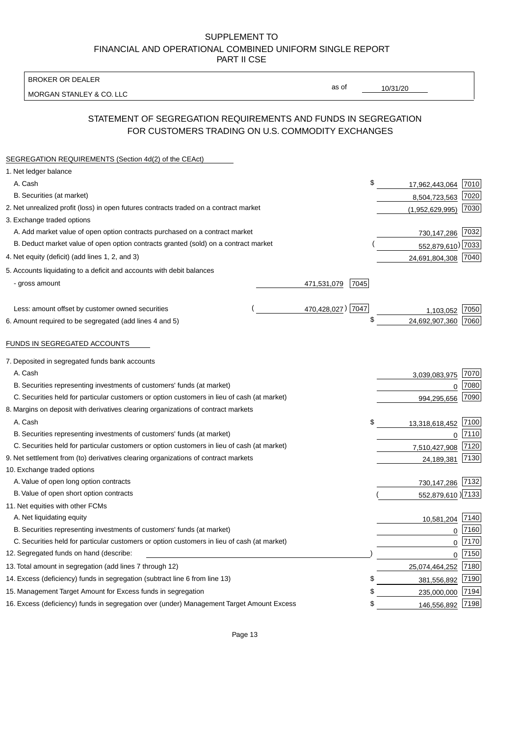SUPPLEMENT TO
FINANCIAL AND OPERATIONAL COMBINED UNIFORM SINGLE REPORT
PART II CSE

BROKER OR DEALER
MORGAN STANLEY & CO. LLC

as of 10/31/20

## STATEMENT OF SEGREGATION REQUIREMENTS AND FUNDS IN SEGREGATION FOR CUSTOMERS TRADING ON U.S. COMMODITY EXCHANGES

**SEGREGATION REQUIREMENTS (Section 4d(2) of the CEAct)**

| | | | | |
|---|---|---|---|---|
| 1. Net ledger balance | | | | |
| A. Cash | | | $ 17,962,443,064 | 7010 |
| B. Securities (at market) | | | 8,504,723,563 | 7020 |
| 2. Net unrealized profit (loss) in open futures contracts traded on a contract market | | | (1,952,629,995) | 7030 |
| 3. Exchange traded options | | | | |
| A. Add market value of open option contracts purchased on a contract market | | | 730,147,286 | 7032 |
| B. Deduct market value of open option contracts granted (sold) on a contract market | | | (552,879,610) | 7033 |
| 4. Net equity (deficit) (add lines 1, 2, and 3) | | | 24,691,804,308 | 7040 |
| 5. Accounts liquidating to a deficit and accounts with debit balances | | | | |
| - gross amount | 471,531,079 | 7045 | | |
| Less: amount offset by customer owned securities | (470,428,027) | 7047 | 1,103,052 | 7050 |
| 6. Amount required to be segregated (add lines 4 and 5) | | | $ 24,692,907,360 | 7060 |

**FUNDS IN SEGREGATED ACCOUNTS**

| | | |
|---|---|---|
| 7. Deposited in segregated funds bank accounts | | |
| A. Cash | 3,039,083,975 | 7070 |
| B. Securities representing investments of customers' funds (at market) | 0 | 7080 |
| C. Securities held for particular customers or option customers in lieu of cash (at market) | 994,295,656 | 7090 |
| 8. Margins on deposit with derivatives clearing organizations of contract markets | | |
| A. Cash | $ 13,318,618,452 | 7100 |
| B. Securities representing investments of customers' funds (at market) | 0 | 7110 |
| C. Securities held for particular customers or option customers in lieu of cash (at market) | 7,510,427,908 | 7120 |
| 9. Net settlement from (to) derivatives clearing organizations of contract markets | 24,189,381 | 7130 |
| 10. Exchange traded options | | |
| A. Value of open long option contracts | 730,147,286 | 7132 |
| B. Value of open short option contracts | (552,879,610) | 7133 |
| 11. Net equities with other FCMs | | |
| A. Net liquidating equity | 10,581,204 | 7140 |
| B. Securities representing investments of customers' funds (at market) | 0 | 7160 |
| C. Securities held for particular customers or option customers in lieu of cash (at market) | 0 | 7170 |
| 12. Segregated funds on hand (describe: ) | 0 | 7150 |
| 13. Total amount in segregation (add lines 7 through 12) | 25,074,464,252 | 7180 |
| 14. Excess (deficiency) funds in segregation (subtract line 6 from line 13) | $ 381,556,892 | 7190 |
| 15. Management Target Amount for Excess funds in segregation | $ 235,000,000 | 7194 |
| 16. Excess (deficiency) funds in segregation over (under) Management Target Amount Excess | $ 146,556,892 | 7198 |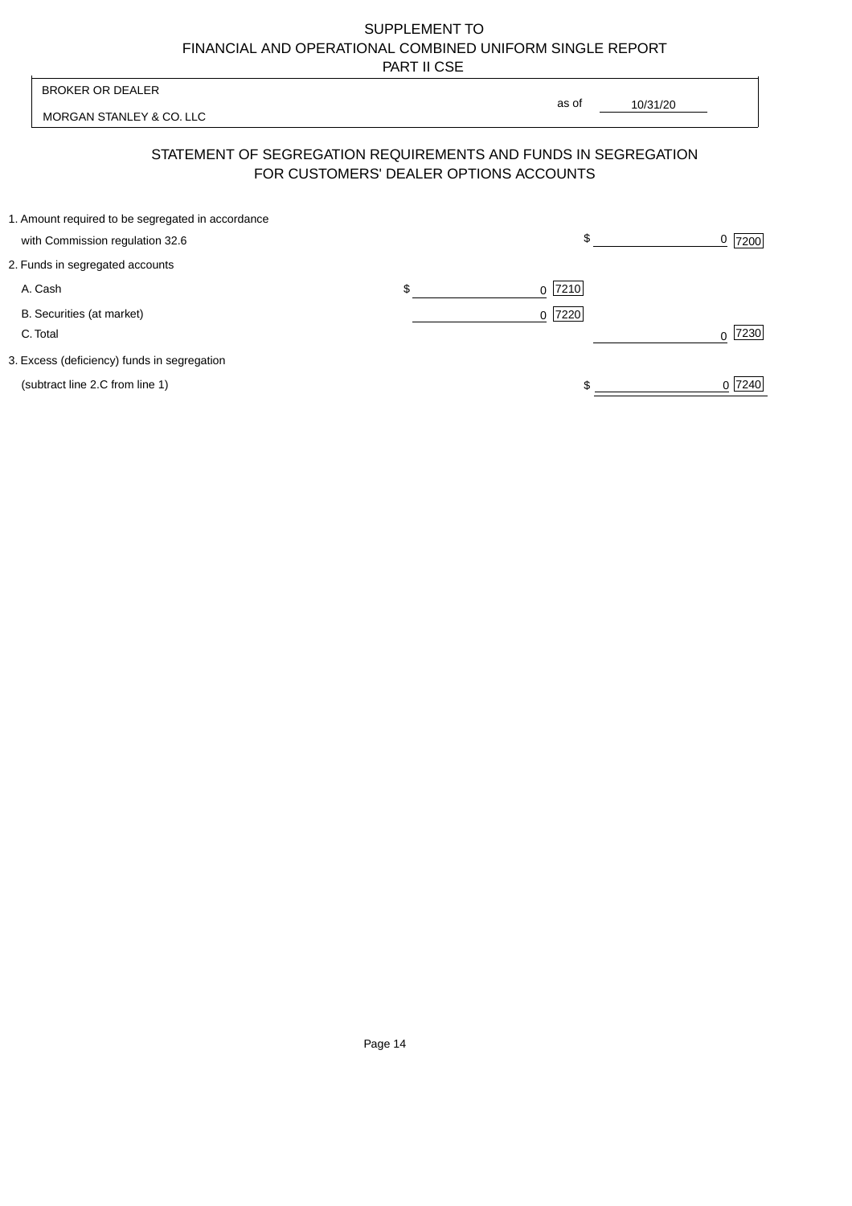SUPPLEMENT TO
FINANCIAL AND OPERATIONAL COMBINED UNIFORM SINGLE REPORT
PART II CSE

| | |
|---|---|
| BROKER OR DEALER | as of 10/31/20 |
| MORGAN STANLEY & CO. LLC | |

## STATEMENT OF SEGREGATION REQUIREMENTS AND FUNDS IN SEGREGATION FOR CUSTOMERS' DEALER OPTIONS ACCOUNTS

| | | | | |
|---|---|---|---|---|
| 1. Amount required to be segregated in accordance with Commission regulation 32.6 | | | $ 0 | 7200 |
| 2. Funds in segregated accounts | | | | |
| A. Cash | $ 0 | 7210 | | |
| B. Securities (at market) | 0 | 7220 | | |
| C. Total | | | 0 | 7230 |
| 3. Excess (deficiency) funds in segregation (subtract line 2.C from line 1) | | | $ 0 | 7240 |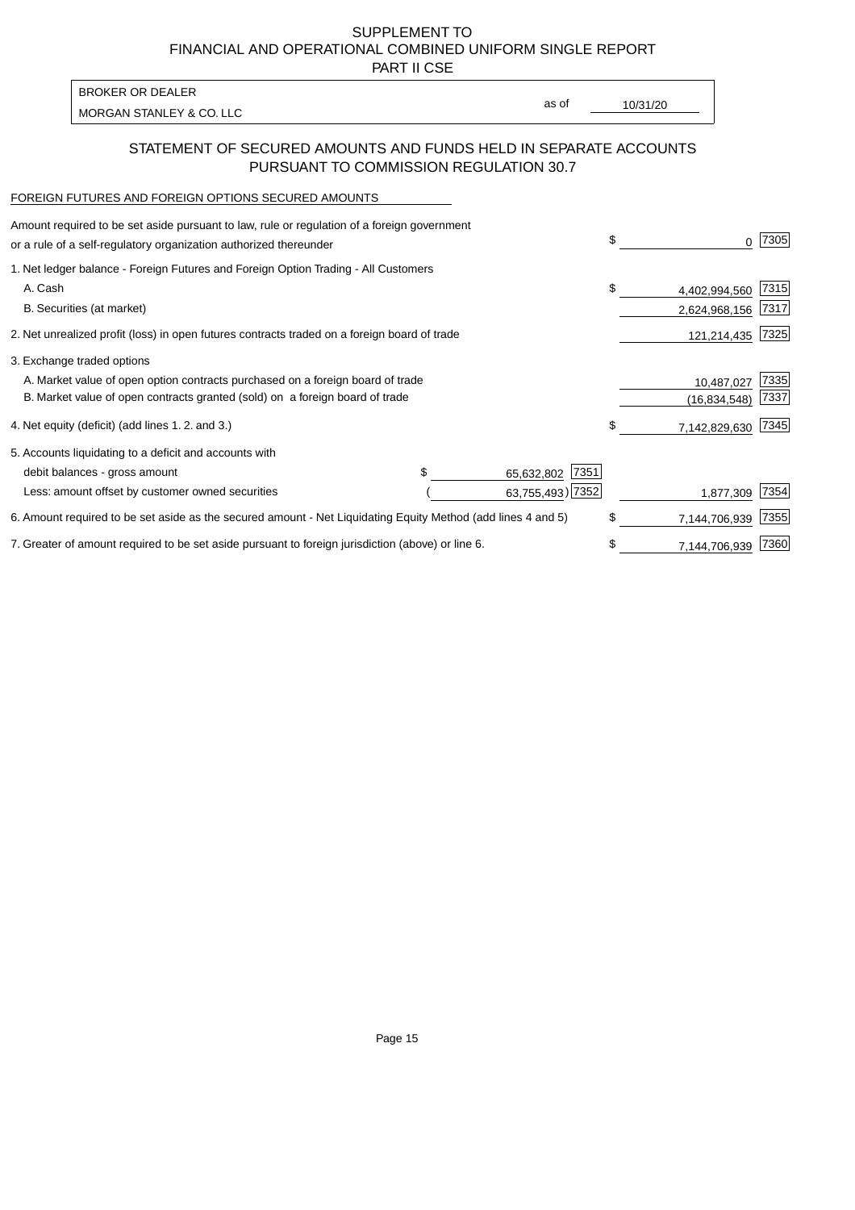# SUPPLEMENT TO FINANCIAL AND OPERATIONAL COMBINED UNIFORM SINGLE REPORT PART II CSE

BROKER OR DEALER

MORGAN STANLEY & CO. LLC

as of 10/31/20

## STATEMENT OF SECURED AMOUNTS AND FUNDS HELD IN SEPARATE ACCOUNTS PURSUANT TO COMMISSION REGULATION 30.7

FOREIGN FUTURES AND FOREIGN OPTIONS SECURED AMOUNTS

| | | | | |
|---|---|---|---|---|
| Amount required to be set aside pursuant to law, rule or regulation of a foreign government or a rule of a self-regulatory organization authorized thereunder | | | $ 0 | 7305 |
| 1. Net ledger balance - Foreign Futures and Foreign Option Trading - All Customers | | | | |
| A. Cash | | | $ 4,402,994,560 | 7315 |
| B. Securities (at market) | | | 2,624,968,156 | 7317 |
| 2. Net unrealized profit (loss) in open futures contracts traded on a foreign board of trade | | | 121,214,435 | 7325 |
| 3. Exchange traded options | | | | |
| A. Market value of open option contracts purchased on a foreign board of trade | | | 10,487,027 | 7335 |
| B. Market value of open contracts granted (sold) on a foreign board of trade | | | (16,834,548) | 7337 |
| 4. Net equity (deficit) (add lines 1. 2. and 3.) | | | $ 7,142,829,630 | 7345 |
| 5. Accounts liquidating to a deficit and accounts with | | | | |
| debit balances - gross amount | $ 65,632,802 | 7351 | | |
| Less: amount offset by customer owned securities | ( 63,755,493) | 7352 | 1,877,309 | 7354 |
| 6. Amount required to be set aside as the secured amount - Net Liquidating Equity Method (add lines 4 and 5) | | | $ 7,144,706,939 | 7355 |
| 7. Greater of amount required to be set aside pursuant to foreign jurisdiction (above) or line 6. | | | $ 7,144,706,939 | 7360 |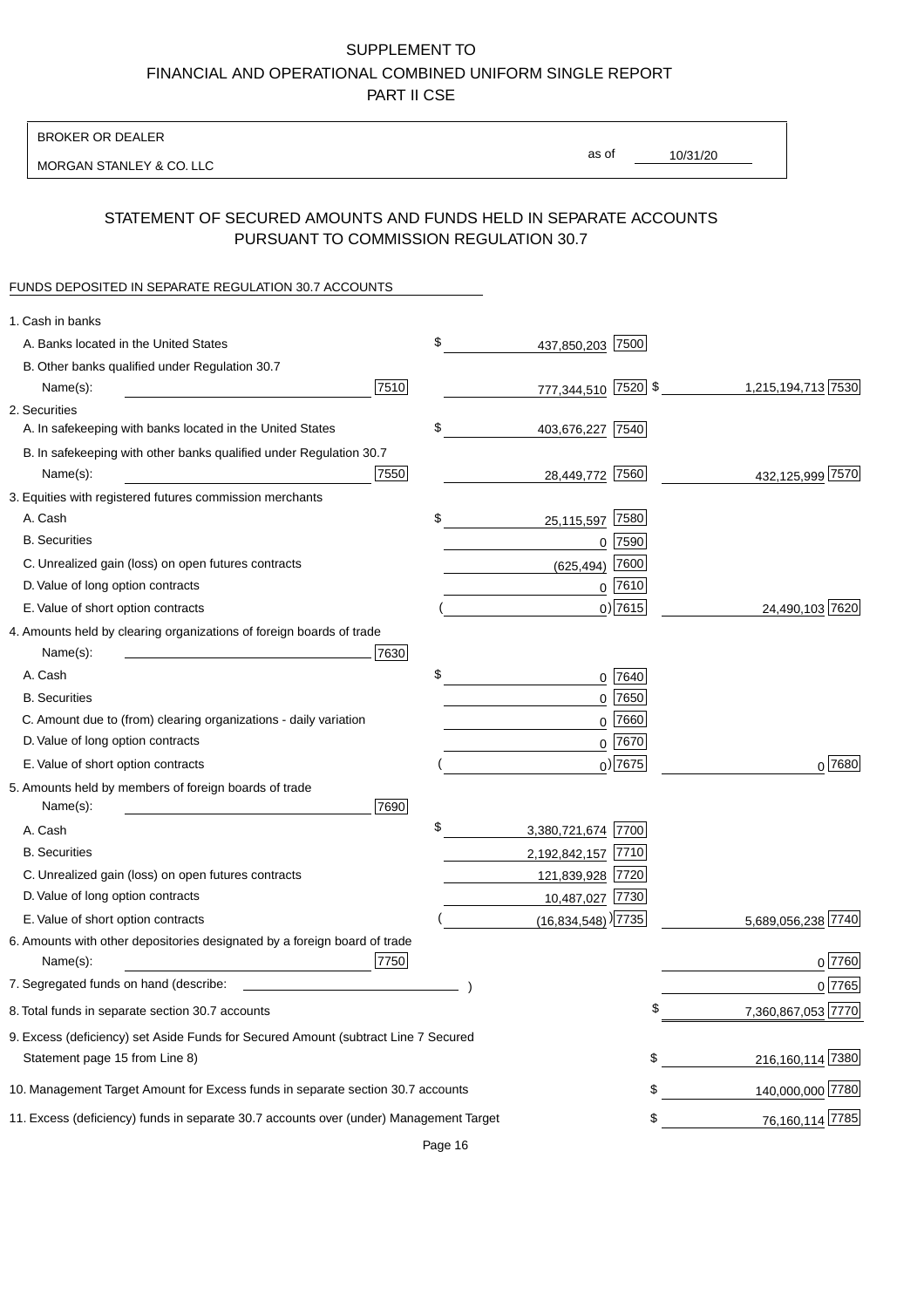SUPPLEMENT TO
FINANCIAL AND OPERATIONAL COMBINED UNIFORM SINGLE REPORT
PART II CSE

| | |
|---|---|
| BROKER OR DEALER | |
| MORGAN STANLEY & CO. LLC | as of 10/31/20 |

## STATEMENT OF SECURED AMOUNTS AND FUNDS HELD IN SEPARATE ACCOUNTS PURSUANT TO COMMISSION REGULATION 30.7

FUNDS DEPOSITED IN SEPARATE REGULATION 30.7 ACCOUNTS

| | | | | |
|---|---|---|---|---|
| 1. Cash in banks | | | | |
| A. Banks located in the United States | | $ 437,850,203 | 7500 | |
| B. Other banks qualified under Regulation 30.7 | | | | |
| Name(s): | 7510 | 777,344,510 | 7520 | $ 1,215,194,713 7530 |
| 2. Securities | | | | |
| A. In safekeeping with banks located in the United States | | $ 403,676,227 | 7540 | |
| B. In safekeeping with other banks qualified under Regulation 30.7 | | | | |
| Name(s): | 7550 | 28,449,772 | 7560 | 432,125,999 7570 |
| 3. Equities with registered futures commission merchants | | | | |
| A. Cash | | $ 25,115,597 | 7580 | |
| B. Securities | | 0 | 7590 | |
| C. Unrealized gain (loss) on open futures contracts | | (625,494) | 7600 | |
| D. Value of long option contracts | | 0 | 7610 | |
| E. Value of short option contracts | | ( 0) | 7615 | 24,490,103 7620 |
| 4. Amounts held by clearing organizations of foreign boards of trade | | | | |
| Name(s): | 7630 | | | |
| A. Cash | | $ 0 | 7640 | |
| B. Securities | | 0 | 7650 | |
| C. Amount due to (from) clearing organizations - daily variation | | 0 | 7660 | |
| D. Value of long option contracts | | 0 | 7670 | |
| E. Value of short option contracts | | ( 0) | 7675 | 0 7680 |
| 5. Amounts held by members of foreign boards of trade | | | | |
| Name(s): | 7690 | | | |
| A. Cash | | $ 3,380,721,674 | 7700 | |
| B. Securities | | 2,192,842,157 | 7710 | |
| C. Unrealized gain (loss) on open futures contracts | | 121,839,928 | 7720 | |
| D. Value of long option contracts | | 10,487,027 | 7730 | |
| E. Value of short option contracts | | ( (16,834,548) ) | 7735 | 5,689,056,238 7740 |
| 6. Amounts with other depositories designated by a foreign board of trade | | | | |
| Name(s): | 7750 | | | 0 7760 |
| 7. Segregated funds on hand (describe: ) | | | | 0 7765 |
| 8. Total funds in separate section 30.7 accounts | | | | $ 7,360,867,053 7770 |
| 9. Excess (deficiency) set Aside Funds for Secured Amount (subtract Line 7 Secured Statement page 15 from Line 8) | | | | $ 216,160,114 7380 |
| 10. Management Target Amount for Excess funds in separate section 30.7 accounts | | | | $ 140,000,000 7780 |
| 11. Excess (deficiency) funds in separate 30.7 accounts over (under) Management Target | | | | $ 76,160,114 7785 |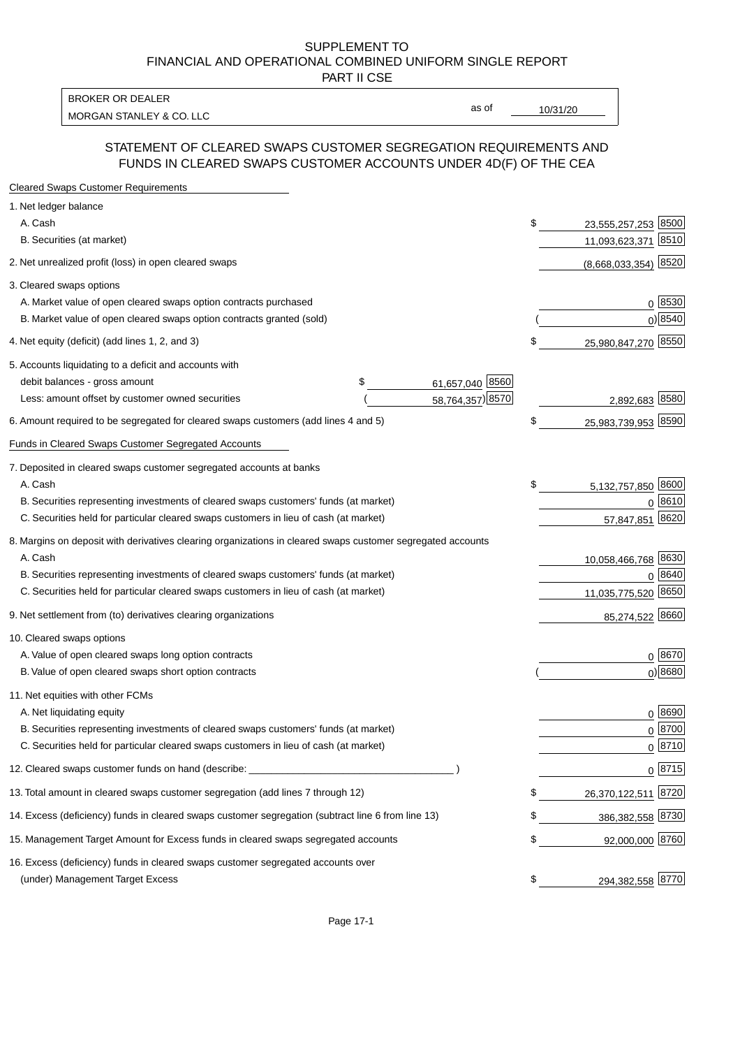SUPPLEMENT TO
FINANCIAL AND OPERATIONAL COMBINED UNIFORM SINGLE REPORT
PART II CSE

| | | |
|---|---|---|
| BROKER OR DEALER<br>MORGAN STANLEY & CO. LLC | as of | 10/31/20 |

## STATEMENT OF CLEARED SWAPS CUSTOMER SEGREGATION REQUIREMENTS AND FUNDS IN CLEARED SWAPS CUSTOMER ACCOUNTS UNDER 4D(F) OF THE CEA

| | | | | |
|---|---|---|---|---|
| **Cleared Swaps Customer Requirements** | | | | |
| 1. Net ledger balance | | | | |
| A. Cash | | | $ 23,555,257,253 | 8500 |
| B. Securities (at market) | | | 11,093,623,371 | 8510 |
| 2. Net unrealized profit (loss) in open cleared swaps | | | (8,668,033,354) | 8520 |
| 3. Cleared swaps options | | | | |
| A. Market value of open cleared swaps option contracts purchased | | | 0 | 8530 |
| B. Market value of open cleared swaps option contracts granted (sold) | | | ( 0) | 8540 |
| 4. Net equity (deficit) (add lines 1, 2, and 3) | | | $ 25,980,847,270 | 8550 |
| 5. Accounts liquidating to a deficit and accounts with | | | | |
| debit balances - gross amount | $ 61,657,040 | 8560 | | |
| Less: amount offset by customer owned securities | ( 58,764,357) | 8570 | 2,892,683 | 8580 |
| 6. Amount required to be segregated for cleared swaps customers (add lines 4 and 5) | | | $ 25,983,739,953 | 8590 |
| **Funds in Cleared Swaps Customer Segregated Accounts** | | | | |
| 7. Deposited in cleared swaps customer segregated accounts at banks | | | | |
| A. Cash | | | $ 5,132,757,850 | 8600 |
| B. Securities representing investments of cleared swaps customers' funds (at market) | | | 0 | 8610 |
| C. Securities held for particular cleared swaps customers in lieu of cash (at market) | | | 57,847,851 | 8620 |
| 8. Margins on deposit with derivatives clearing organizations in cleared swaps customer segregated accounts | | | | |
| A. Cash | | | 10,058,466,768 | 8630 |
| B. Securities representing investments of cleared swaps customers' funds (at market) | | | 0 | 8640 |
| C. Securities held for particular cleared swaps customers in lieu of cash (at market) | | | 11,035,775,520 | 8650 |
| 9. Net settlement from (to) derivatives clearing organizations | | | 85,274,522 | 8660 |
| 10. Cleared swaps options | | | | |
| A. Value of open cleared swaps long option contracts | | | 0 | 8670 |
| B. Value of open cleared swaps short option contracts | | | ( 0) | 8680 |
| 11. Net equities with other FCMs | | | | |
| A. Net liquidating equity | | | 0 | 8690 |
| B. Securities representing investments of cleared swaps customers' funds (at market) | | | 0 | 8700 |
| C. Securities held for particular cleared swaps customers in lieu of cash (at market) | | | 0 | 8710 |
| 12. Cleared swaps customer funds on hand (describe: ) | | | 0 | 8715 |
| 13. Total amount in cleared swaps customer segregation (add lines 7 through 12) | | | $ 26,370,122,511 | 8720 |
| 14. Excess (deficiency) funds in cleared swaps customer segregation (subtract line 6 from line 13) | | | $ 386,382,558 | 8730 |
| 15. Management Target Amount for Excess funds in cleared swaps segregated accounts | | | $ 92,000,000 | 8760 |
| 16. Excess (deficiency) funds in cleared swaps customer segregated accounts over (under) Management Target Excess | | | $ 294,382,558 | 8770 |